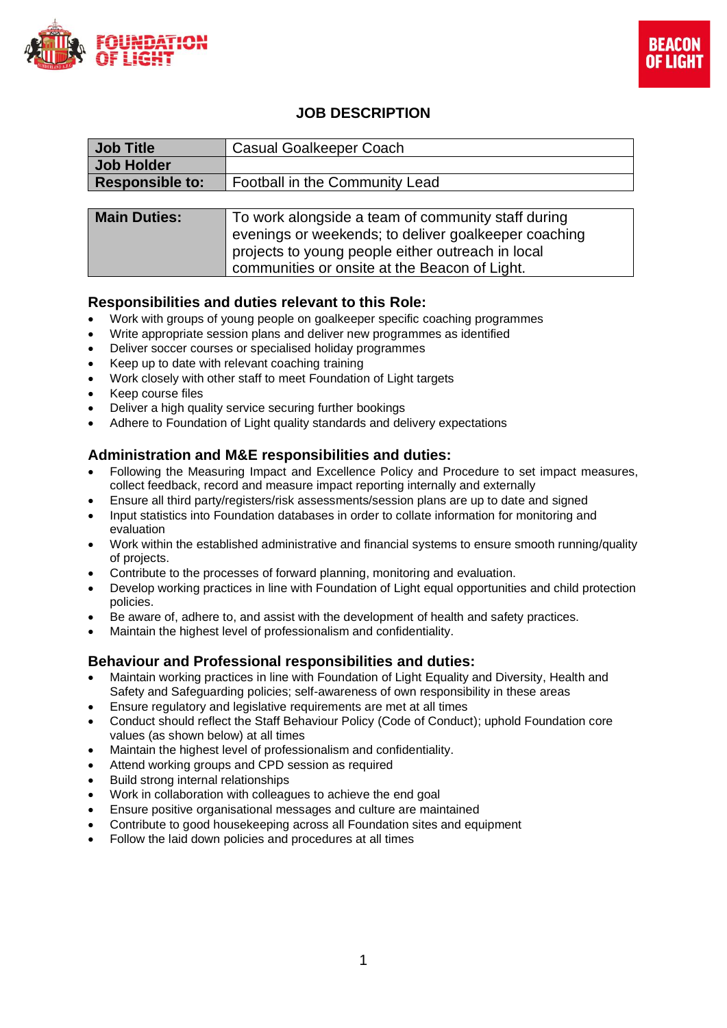# JOB DESCRIPTION

| Job Title | Casual Goalkeeper Coach |
|---|---|
| Job Holder | |
| Responsible to: | Football in the Community Lead |

| Main Duties: | To work alongside a team of community staff during evenings or weekends; to deliver goalkeeper coaching projects to young people either outreach in local communities or onsite at the Beacon of Light. |
|---|---|

## Responsibilities and duties relevant to this Role:

- Work with groups of young people on goalkeeper specific coaching programmes
- Write appropriate session plans and deliver new programmes as identified
- Deliver soccer courses or specialised holiday programmes
- Keep up to date with relevant coaching training
- Work closely with other staff to meet Foundation of Light targets
- Keep course files
- Deliver a high quality service securing further bookings
- Adhere to Foundation of Light quality standards and delivery expectations

## Administration and M&E responsibilities and duties:

- Following the Measuring Impact and Excellence Policy and Procedure to set impact measures, collect feedback, record and measure impact reporting internally and externally
- Ensure all third party/registers/risk assessments/session plans are up to date and signed
- Input statistics into Foundation databases in order to collate information for monitoring and evaluation
- Work within the established administrative and financial systems to ensure smooth running/quality of projects.
- Contribute to the processes of forward planning, monitoring and evaluation.
- Develop working practices in line with Foundation of Light equal opportunities and child protection policies.
- Be aware of, adhere to, and assist with the development of health and safety practices.
- Maintain the highest level of professionalism and confidentiality.

## Behaviour and Professional responsibilities and duties:

- Maintain working practices in line with Foundation of Light Equality and Diversity, Health and Safety and Safeguarding policies; self-awareness of own responsibility in these areas
- Ensure regulatory and legislative requirements are met at all times
- Conduct should reflect the Staff Behaviour Policy (Code of Conduct); uphold Foundation core values (as shown below) at all times
- Maintain the highest level of professionalism and confidentiality.
- Attend working groups and CPD session as required
- Build strong internal relationships
- Work in collaboration with colleagues to achieve the end goal
- Ensure positive organisational messages and culture are maintained
- Contribute to good housekeeping across all Foundation sites and equipment
- Follow the laid down policies and procedures at all times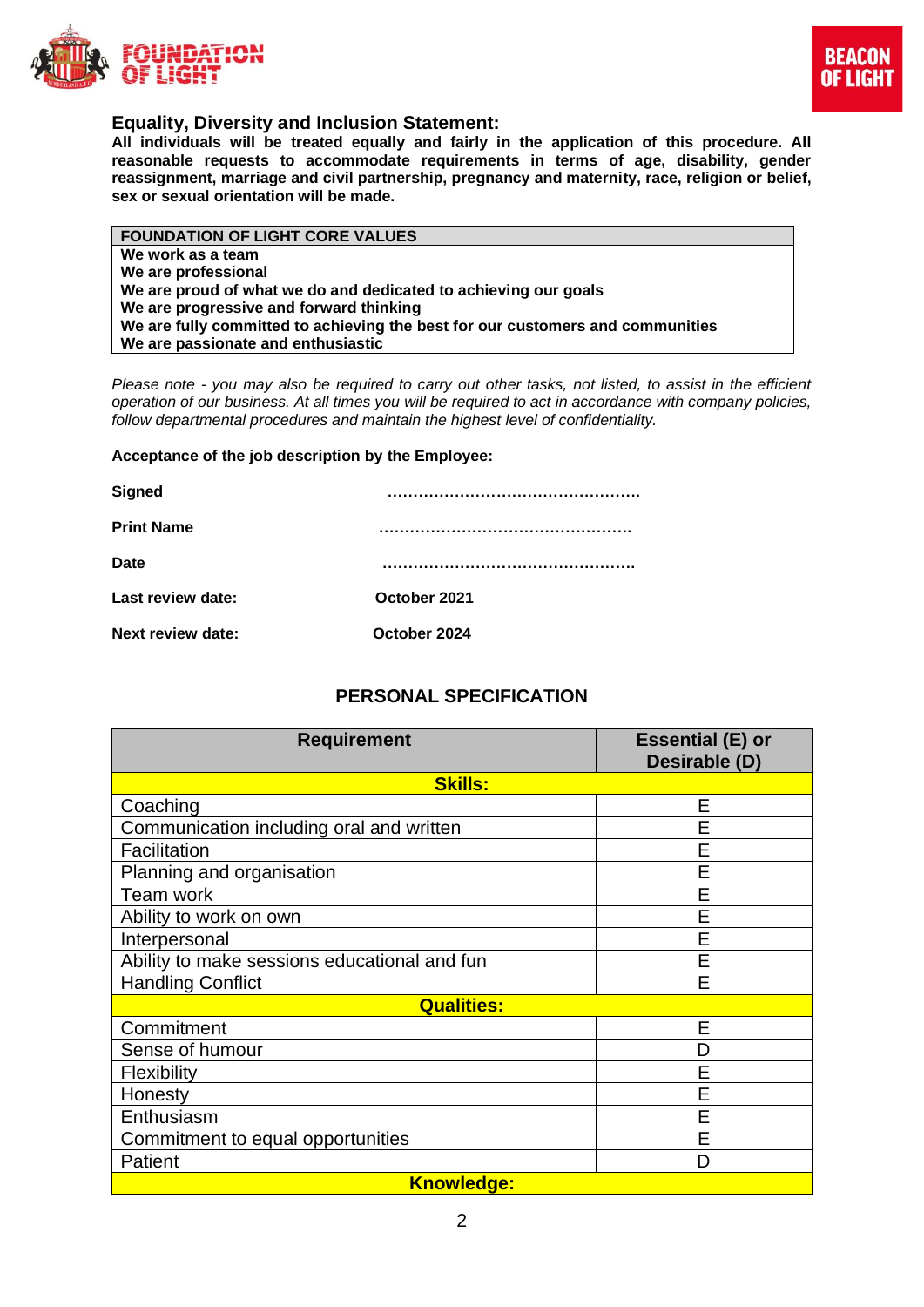### Equality, Diversity and Inclusion Statement:

**All individuals will be treated equally and fairly in the application of this procedure. All reasonable requests to accommodate requirements in terms of age, disability, gender reassignment, marriage and civil partnership, pregnancy and maternity, race, religion or belief, sex or sexual orientation will be made.**

| FOUNDATION OF LIGHT CORE VALUES |
|---|
| **We work as a team**<br>**We are professional**<br>**We are proud of what we do and dedicated to achieving our goals**<br>**We are progressive and forward thinking**<br>**We are fully committed to achieving the best for our customers and communities**<br>**We are passionate and enthusiastic** |

*Please note - you may also be required to carry out other tasks, not listed, to assist in the efficient operation of our business. At all times you will be required to act in accordance with company policies, follow departmental procedures and maintain the highest level of confidentiality.*

**Acceptance of the job description by the Employee:**

**Signed** ………………………………………….

**Print Name** ………………………………………….

**Date** ………………………………………….

**Last review date:** **October 2021**

**Next review date:** **October 2024**

## PERSONAL SPECIFICATION

| Requirement | Essential (E) or Desirable (D) |
|---|---|
| **Skills:** | |
| Coaching | E |
| Communication including oral and written | E |
| Facilitation | E |
| Planning and organisation | E |
| Team work | E |
| Ability to work on own | E |
| Interpersonal | E |
| Ability to make sessions educational and fun | E |
| Handling Conflict | E |
| **Qualities:** | |
| Commitment | E |
| Sense of humour | D |
| Flexibility | E |
| Honesty | E |
| Enthusiasm | E |
| Commitment to equal opportunities | E |
| Patient | D |
| **Knowledge:** | |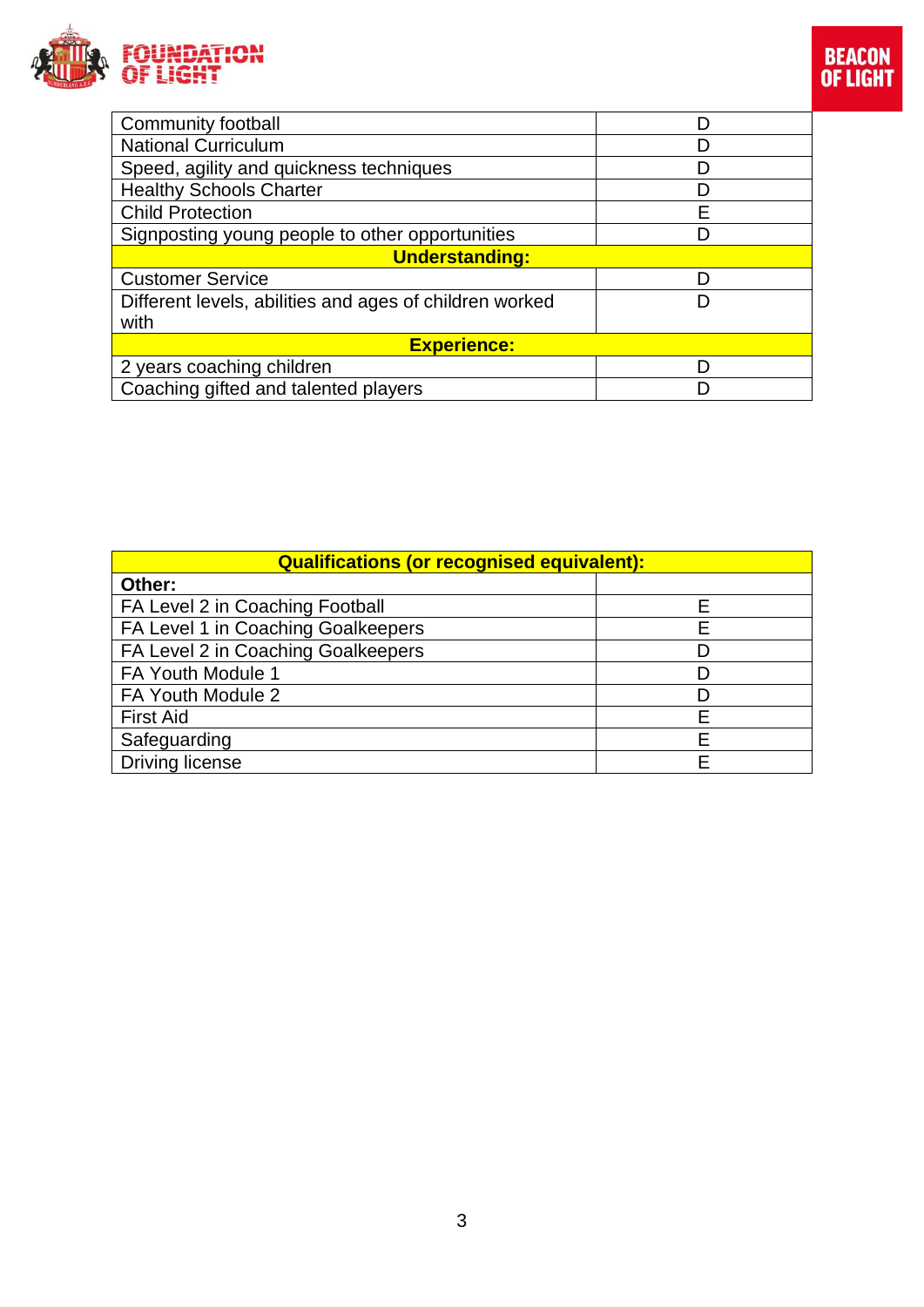| | |
|---|---|
| Community football | D |
| National Curriculum | D |
| Speed, agility and quickness techniques | D |
| Healthy Schools Charter | D |
| Child Protection | E |
| Signposting young people to other opportunities | D |
| **Understanding:** | |
| Customer Service | D |
| Different levels, abilities and ages of children worked with | D |
| **Experience:** | |
| 2 years coaching children | D |
| Coaching gifted and talented players | D |

| **Qualifications (or recognised equivalent):** | |
|---|---|
| **Other:** | |
| FA Level 2 in Coaching Football | E |
| FA Level 1 in Coaching Goalkeepers | E |
| FA Level 2 in Coaching Goalkeepers | D |
| FA Youth Module 1 | D |
| FA Youth Module 2 | D |
| First Aid | E |
| Safeguarding | E |
| Driving license | E |